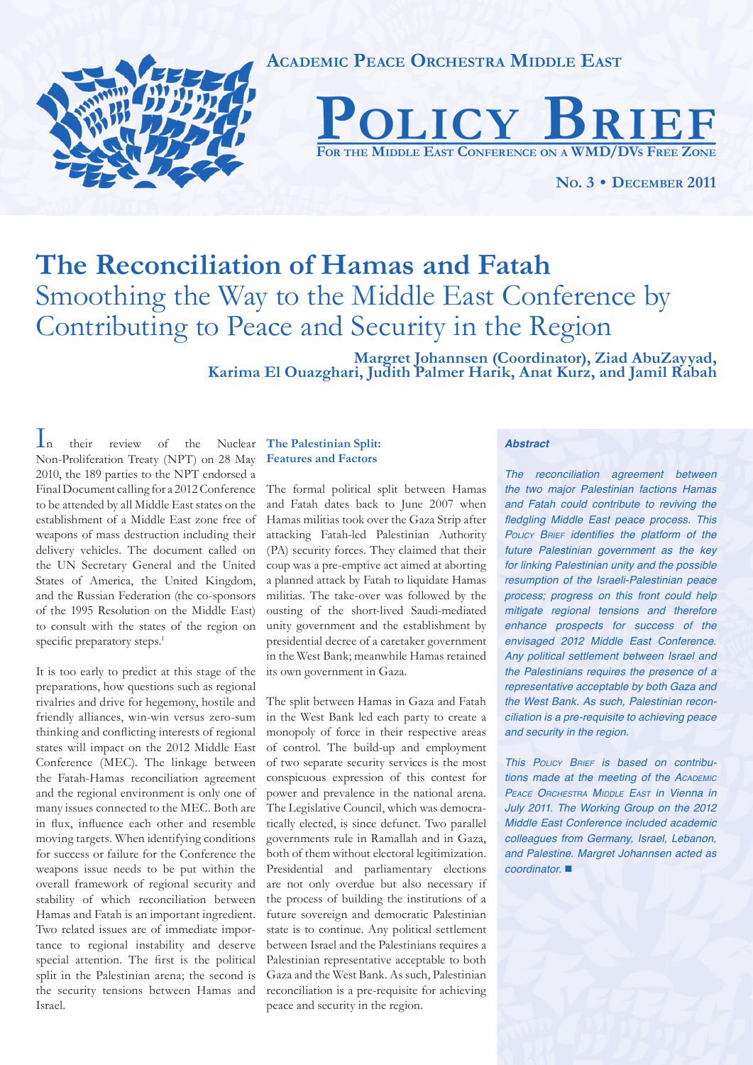**Academic Peace Orchestra Middle East**

# Policy Brief

**For the Middle East Conference on a WMD/DVs Free Zone**

**No. 3 • December 2011**

# The Reconciliation of Hamas and Fatah

## Smoothing the Way to the Middle East Conference by Contributing to Peace and Security in the Region

**Margret Johannsen (Coordinator), Ziad AbuZayyad, Karima El Ouazghari, Judith Palmer Harik, Anat Kurz, and Jamil Rabah**

### *Abstract*

*The reconciliation agreement between the two major Palestinian factions Hamas and Fatah could contribute to reviving the fledgling Middle East peace process. This Policy Brief identifies the platform of the future Palestinian government as the key for linking Palestinian unity and the possible resumption of the Israeli-Palestinian peace process; progress on this front could help mitigate regional tensions and therefore enhance prospects for success of the envisaged 2012 Middle East Conference. Any political settlement between Israel and the Palestinians requires the presence of a representative acceptable by both Gaza and the West Bank. As such, Palestinian reconciliation is a pre-requisite to achieving peace and security in the region.*

*This Policy Brief is based on contributions made at the meeting of the Academic Peace Orchestra Middle East in Vienna in July 2011. The Working Group on the 2012 Middle East Conference included academic colleagues from Germany, Israel, Lebanon, and Palestine. Margret Johannsen acted as coordinator.* ■

In their review of the Nuclear Non-Proliferation Treaty (NPT) on 28 May 2010, the 189 parties to the NPT endorsed a Final Document calling for a 2012 Conference to be attended by all Middle East states on the establishment of a Middle East zone free of weapons of mass destruction including their delivery vehicles. The document called on the UN Secretary General and the United States of America, the United Kingdom, and the Russian Federation (the co-sponsors of the 1995 Resolution on the Middle East) to consult with the states of the region on specific preparatory steps.[1]

It is too early to predict at this stage of the preparations, how questions such as regional rivalries and drive for hegemony, hostile and friendly alliances, win-win versus zero-sum thinking and conflicting interests of regional states will impact on the 2012 Middle East Conference (MEC). The linkage between the Fatah-Hamas reconciliation agreement and the regional environment is only one of many issues connected to the MEC. Both are in flux, influence each other and resemble moving targets. When identifying conditions for success or failure for the Conference the weapons issue needs to be put within the overall framework of regional security and stability of which reconciliation between Hamas and Fatah is an important ingredient. Two related issues are of immediate importance to regional instability and deserve special attention. The first is the political split in the Palestinian arena; the second is the security tensions between Hamas and Israel.

### The Palestinian Split: Features and Factors

The formal political split between Hamas and Fatah dates back to June 2007 when Hamas militias took over the Gaza Strip after attacking Fatah-led Palestinian Authority (PA) security forces. They claimed that their coup was a pre-emptive act aimed at aborting a planned attack by Fatah to liquidate Hamas militias. The take-over was followed by the ousting of the short-lived Saudi-mediated unity government and the establishment by presidential decree of a caretaker government in the West Bank; meanwhile Hamas retained its own government in Gaza.

The split between Hamas in Gaza and Fatah in the West Bank led each party to create a monopoly of force in their respective areas of control. The build-up and employment of two separate security services is the most conspicuous expression of this contest for power and prevalence in the national arena. The Legislative Council, which was democratically elected, is since defunct. Two parallel governments rule in Ramallah and in Gaza, both of them without electoral legitimization. Presidential and parliamentary elections are not only overdue but also necessary if the process of building the institutions of a future sovereign and democratic Palestinian state is to continue. Any political settlement between Israel and the Palestinians requires a Palestinian representative acceptable to both Gaza and the West Bank. As such, Palestinian reconciliation is a pre-requisite for achieving peace and security in the region.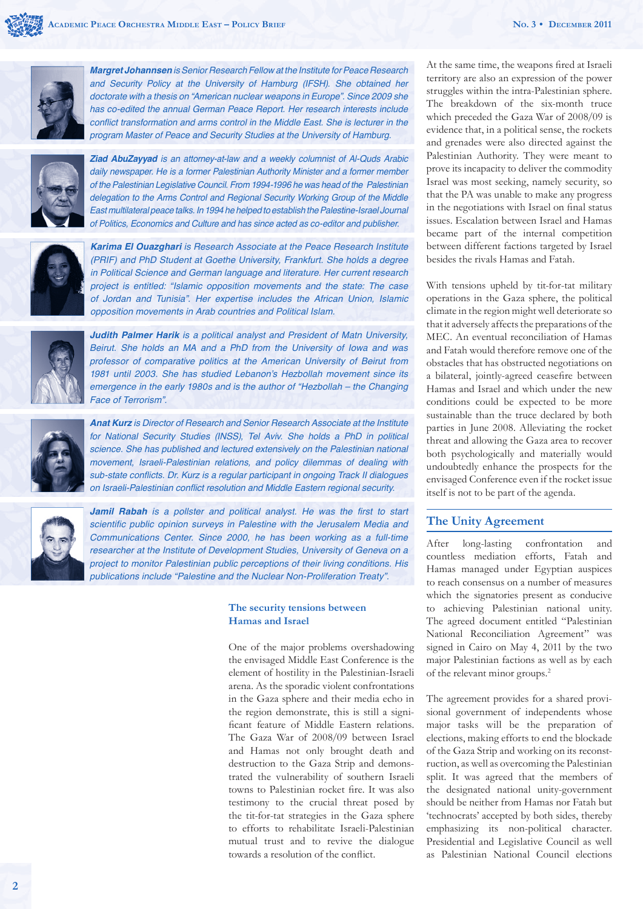***Margret Johannsen** is Senior Research Fellow at the Institute for Peace Research and Security Policy at the University of Hamburg (IFSH). She obtained her doctorate with a thesis on "American nuclear weapons in Europe". Since 2009 she has co-edited the annual German Peace Report. Her research interests include conflict transformation and arms control in the Middle East. She is lecturer in the program Master of Peace and Security Studies at the University of Hamburg.*

***Ziad AbuZayyad** is an attorney-at-law and a weekly columnist of Al-Quds Arabic daily newspaper. He is a former Palestinian Authority Minister and a former member of the Palestinian Legislative Council. From 1994-1996 he was head of the Palestinian delegation to the Arms Control and Regional Security Working Group of the Middle East multilateral peace talks. In 1994 he helped to establish the Palestine-Israel Journal of Politics, Economics and Culture and has since acted as co-editor and publisher.*

***Karima El Ouazghari** is Research Associate at the Peace Research Institute (PRIF) and PhD Student at Goethe University, Frankfurt. She holds a degree in Political Science and German language and literature. Her current research project is entitled: "Islamic opposition movements and the state: The case of Jordan and Tunisia". Her expertise includes the African Union, Islamic opposition movements in Arab countries and Political Islam.*

***Judith Palmer Harik** is a political analyst and President of Matn University, Beirut. She holds an MA and a PhD from the University of Iowa and was professor of comparative politics at the American University of Beirut from 1981 until 2003. She has studied Lebanon's Hezbollah movement since its emergence in the early 1980s and is the author of "Hezbollah – the Changing Face of Terrorism".*

***Anat Kurz** is Director of Research and Senior Research Associate at the Institute for National Security Studies (INSS), Tel Aviv. She holds a PhD in political science. She has published and lectured extensively on the Palestinian national movement, Israeli-Palestinian relations, and policy dilemmas of dealing with sub-state conflicts. Dr. Kurz is a regular participant in ongoing Track II dialogues on Israeli-Palestinian conflict resolution and Middle Eastern regional security.*

***Jamil Rabah** is a pollster and political analyst. He was the first to start scientific public opinion surveys in Palestine with the Jerusalem Media and Communications Center. Since 2000, he has been working as a full-time researcher at the Institute of Development Studies, University of Geneva on a project to monitor Palestinian public perceptions of their living conditions. His publications include "Palestine and the Nuclear Non-Proliferation Treaty".*

## The security tensions between Hamas and Israel

One of the major problems overshadowing the envisaged Middle East Conference is the element of hostility in the Palestinian-Israeli arena. As the sporadic violent confrontations in the Gaza sphere and their media echo in the region demonstrate, this is still a significant feature of Middle Eastern relations. The Gaza War of 2008/09 between Israel and Hamas not only brought death and destruction to the Gaza Strip and demonstrated the vulnerability of southern Israeli towns to Palestinian rocket fire. It was also testimony to the crucial threat posed by the tit-for-tat strategies in the Gaza sphere to efforts to rehabilitate Israeli-Palestinian mutual trust and to revive the dialogue towards a resolution of the conflict.

At the same time, the weapons fired at Israeli territory are also an expression of the power struggles within the intra-Palestinian sphere. The breakdown of the six-month truce which preceded the Gaza War of 2008/09 is evidence that, in a political sense, the rockets and grenades were also directed against the Palestinian Authority. They were meant to prove its incapacity to deliver the commodity Israel was most seeking, namely security, so that the PA was unable to make any progress in the negotiations with Israel on final status issues. Escalation between Israel and Hamas became part of the internal competition between different factions targeted by Israel besides the rivals Hamas and Fatah.

With tensions upheld by tit-for-tat military operations in the Gaza sphere, the political climate in the region might well deteriorate so that it adversely affects the preparations of the MEC. An eventual reconciliation of Hamas and Fatah would therefore remove one of the obstacles that has obstructed negotiations on a bilateral, jointly-agreed ceasefire between Hamas and Israel and which under the new conditions could be expected to be more sustainable than the truce declared by both parties in June 2008. Alleviating the rocket threat and allowing the Gaza area to recover both psychologically and materially would undoubtedly enhance the prospects for the envisaged Conference even if the rocket issue itself is not to be part of the agenda.

## The Unity Agreement

After long-lasting confrontation and countless mediation efforts, Fatah and Hamas managed under Egyptian auspices to reach consensus on a number of measures which the signatories present as conducive to achieving Palestinian national unity. The agreed document entitled "Palestinian National Reconciliation Agreement" was signed in Cairo on May 4, 2011 by the two major Palestinian factions as well as by each of the relevant minor groups.[2]

The agreement provides for a shared provisional government of independents whose major tasks will be the preparation of elections, making efforts to end the blockade of the Gaza Strip and working on its reconstruction, as well as overcoming the Palestinian split. It was agreed that the members of the designated national unity-government should be neither from Hamas nor Fatah but 'technocrats' accepted by both sides, thereby emphasizing its non-political character. Presidential and Legislative Council as well as Palestinian National Council elections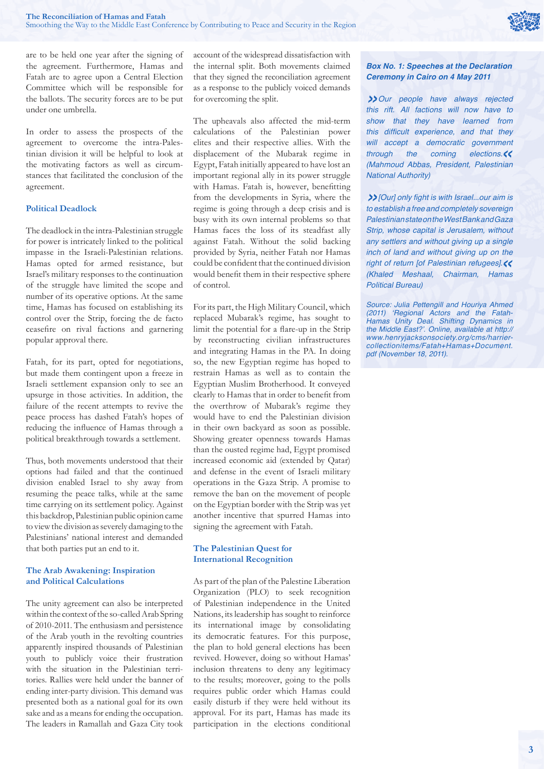are to be held one year after the signing of the agreement. Furthermore, Hamas and Fatah are to agree upon a Central Election Committee which will be responsible for the ballots. The security forces are to be put under one umbrella.

In order to assess the prospects of the agreement to overcome the intra-Palestinian division it will be helpful to look at the motivating factors as well as circumstances that facilitated the conclusion of the agreement.

### Political Deadlock

The deadlock in the intra-Palestinian struggle for power is intricately linked to the political impasse in the Israeli-Palestinian relations. Hamas opted for armed resistance, but Israel's military responses to the continuation of the struggle have limited the scope and number of its operative options. At the same time, Hamas has focused on establishing its control over the Strip, forcing the de facto ceasefire on rival factions and garnering popular approval there.

Fatah, for its part, opted for negotiations, but made them contingent upon a freeze in Israeli settlement expansion only to see an upsurge in those activities. In addition, the failure of the recent attempts to revive the peace process has dashed Fatah's hopes of reducing the influence of Hamas through a political breakthrough towards a settlement.

Thus, both movements understood that their options had failed and that the continued division enabled Israel to shy away from resuming the peace talks, while at the same time carrying on its settlement policy. Against this backdrop, Palestinian public opinion came to view the division as severely damaging to the Palestinians' national interest and demanded that both parties put an end to it.

### The Arab Awakening: Inspiration and Political Calculations

The unity agreement can also be interpreted within the context of the so-called Arab Spring of 2010-2011. The enthusiasm and persistence of the Arab youth in the revolting countries apparently inspired thousands of Palestinian youth to publicly voice their frustration with the situation in the Palestinian territories. Rallies were held under the banner of ending inter-party division. This demand was presented both as a national goal for its own sake and as a means for ending the occupation. The leaders in Ramallah and Gaza City took account of the widespread dissatisfaction with the internal split. Both movements claimed that they signed the reconciliation agreement as a response to the publicly voiced demands for overcoming the split.

The upheavals also affected the mid-term calculations of the Palestinian power elites and their respective allies. With the displacement of the Mubarak regime in Egypt, Fatah initially appeared to have lost an important regional ally in its power struggle with Hamas. Fatah is, however, benefitting from the developments in Syria, where the regime is going through a deep crisis and is busy with its own internal problems so that Hamas faces the loss of its steadfast ally against Fatah. Without the solid backing provided by Syria, neither Fatah nor Hamas could be confident that the continued division would benefit them in their respective sphere of control.

For its part, the High Military Council, which replaced Mubarak's regime, has sought to limit the potential for a flare-up in the Strip by reconstructing civilian infrastructures and integrating Hamas in the PA. In doing so, the new Egyptian regime has hoped to restrain Hamas as well as to contain the Egyptian Muslim Brotherhood. It conveyed clearly to Hamas that in order to benefit from the overthrow of Mubarak's regime they would have to end the Palestinian division in their own backyard as soon as possible. Showing greater openness towards Hamas than the ousted regime had, Egypt promised increased economic aid (extended by Qatar) and defense in the event of Israeli military operations in the Gaza Strip. A promise to remove the ban on the movement of people on the Egyptian border with the Strip was yet another incentive that spurred Hamas into signing the agreement with Fatah.

### The Palestinian Quest for International Recognition

As part of the plan of the Palestine Liberation Organization (PLO) to seek recognition of Palestinian independence in the United Nations, its leadership has sought to reinforce its international image by consolidating its democratic features. For this purpose, the plan to hold general elections has been revived. However, doing so without Hamas' inclusion threatens to deny any legitimacy to the results; moreover, going to the polls requires public order which Hamas could easily disturb if they were held without its approval. For its part, Hamas has made its participation in the elections conditional

---

**Box No. 1: Speeches at the Declaration Ceremony in Cairo on 4 May 2011**

*»Our people have always rejected this rift. All factions will now have to show that they have learned from this difficult experience, and that they will accept a democratic government through the coming elections.« (Mahmoud Abbas, President, Palestinian National Authority)*

*»[Our] only fight is with Israel...our aim is to establish a free and completely sovereign Palestinian state on the West Bank and Gaza Strip, whose capital is Jerusalem, without any settlers and without giving up a single inch of land and without giving up on the right of return [of Palestinian refugees].« (Khaled Meshaal, Chairman, Hamas Political Bureau)*

*Source: Julia Pettengill and Houriya Ahmed (2011) 'Regional Actors and the Fatah-Hamas Unity Deal. Shifting Dynamics in the Middle East?'. Online, available at http://www.henryjacksonsociety.org/cms/harrier-collectionitems/Fatah+Hamas+Document.pdf (November 18, 2011).*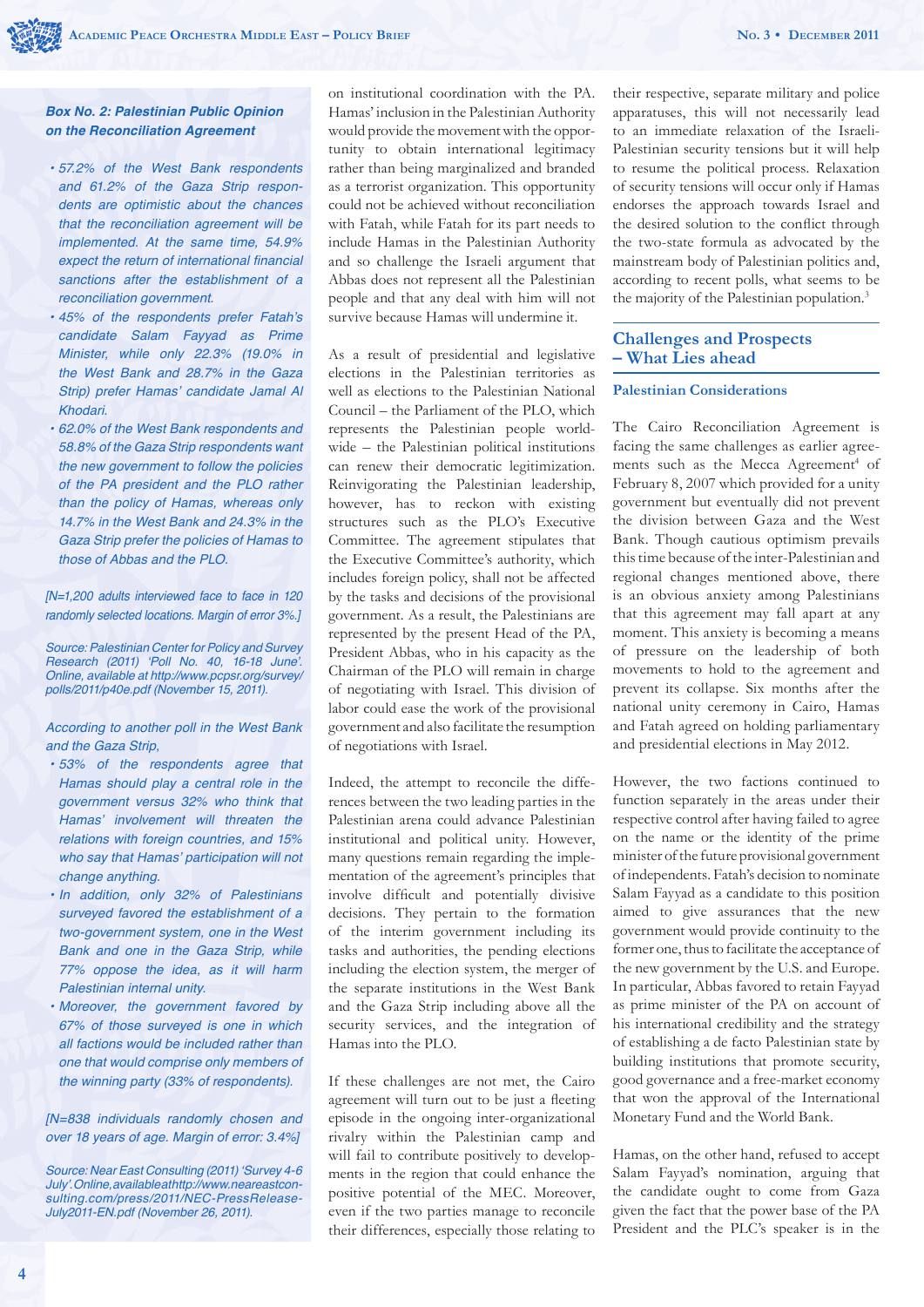**Box No. 2: Palestinian Public Opinion on the Reconciliation Agreement**

- *57.2% of the West Bank respondents and 61.2% of the Gaza Strip respondents are optimistic about the chances that the reconciliation agreement will be implemented. At the same time, 54.9% expect the return of international financial sanctions after the establishment of a reconciliation government.*
- *45% of the respondents prefer Fatah's candidate Salam Fayyad as Prime Minister, while only 22.3% (19.0% in the West Bank and 28.7% in the Gaza Strip) prefer Hamas' candidate Jamal Al Khodari.*
- *62.0% of the West Bank respondents and 58.8% of the Gaza Strip respondents want the new government to follow the policies of the PA president and the PLO rather than the policy of Hamas, whereas only 14.7% in the West Bank and 24.3% in the Gaza Strip prefer the policies of Hamas to those of Abbas and the PLO.*

*[N=1,200 adults interviewed face to face in 120 randomly selected locations. Margin of error 3%.]*

*Source: Palestinian Center for Policy and Survey Research (2011) 'Poll No. 40, 16-18 June'. Online, available at http://www.pcpsr.org/survey/polls/2011/p40e.pdf (November 15, 2011).*

*According to another poll in the West Bank and the Gaza Strip,*

- *53% of the respondents agree that Hamas should play a central role in the government versus 32% who think that Hamas' involvement will threaten the relations with foreign countries, and 15% who say that Hamas' participation will not change anything.*
- *In addition, only 32% of Palestinians surveyed favored the establishment of a two-government system, one in the West Bank and one in the Gaza Strip, while 77% oppose the idea, as it will harm Palestinian internal unity.*
- *Moreover, the government favored by 67% of those surveyed is one in which all factions would be included rather than one that would comprise only members of the winning party (33% of respondents).*

*[N=838 individuals randomly chosen and over 18 years of age. Margin of error: 3.4%]*

*Source: Near East Consulting (2011) 'Survey 4-6 July'. Online, available at http://www.neareastconsulting.com/press/2011/NEC-PressRelease-July2011-EN.pdf (November 26, 2011).*

on institutional coordination with the PA. Hamas' inclusion in the Palestinian Authority would provide the movement with the opportunity to obtain international legitimacy rather than being marginalized and branded as a terrorist organization. This opportunity could not be achieved without reconciliation with Fatah, while Fatah for its part needs to include Hamas in the Palestinian Authority and so challenge the Israeli argument that Abbas does not represent all the Palestinian people and that any deal with him will not survive because Hamas will undermine it.

As a result of presidential and legislative elections in the Palestinian territories as well as elections to the Palestinian National Council – the Parliament of the PLO, which represents the Palestinian people worldwide – the Palestinian political institutions can renew their democratic legitimization. Reinvigorating the Palestinian leadership, however, has to reckon with existing structures such as the PLO's Executive Committee. The agreement stipulates that the Executive Committee's authority, which includes foreign policy, shall not be affected by the tasks and decisions of the provisional government. As a result, the Palestinians are represented by the present Head of the PA, President Abbas, who in his capacity as the Chairman of the PLO will remain in charge of negotiating with Israel. This division of labor could ease the work of the provisional government and also facilitate the resumption of negotiations with Israel.

Indeed, the attempt to reconcile the differences between the two leading parties in the Palestinian arena could advance Palestinian institutional and political unity. However, many questions remain regarding the implementation of the agreement's principles that involve difficult and potentially divisive decisions. They pertain to the formation of the interim government including its tasks and authorities, the pending elections including the election system, the merger of the separate institutions in the West Bank and the Gaza Strip including above all the security services, and the integration of Hamas into the PLO.

If these challenges are not met, the Cairo agreement will turn out to be just a fleeting episode in the ongoing inter-organizational rivalry within the Palestinian camp and will fail to contribute positively to developments in the region that could enhance the positive potential of the MEC. Moreover, even if the two parties manage to reconcile their differences, especially those relating to their respective, separate military and police apparatuses, this will not necessarily lead to an immediate relaxation of the Israeli-Palestinian security tensions but it will help to resume the political process. Relaxation of security tensions will occur only if Hamas endorses the approach towards Israel and the desired solution to the conflict through the two-state formula as advocated by the mainstream body of Palestinian politics and, according to recent polls, what seems to be the majority of the Palestinian population.[3]

## Challenges and Prospects – What Lies ahead

### Palestinian Considerations

The Cairo Reconciliation Agreement is facing the same challenges as earlier agreements such as the Mecca Agreement[4] of February 8, 2007 which provided for a unity government but eventually did not prevent the division between Gaza and the West Bank. Though cautious optimism prevails this time because of the inter-Palestinian and regional changes mentioned above, there is an obvious anxiety among Palestinians that this agreement may fall apart at any moment. This anxiety is becoming a means of pressure on the leadership of both movements to hold to the agreement and prevent its collapse. Six months after the national unity ceremony in Cairo, Hamas and Fatah agreed on holding parliamentary and presidential elections in May 2012.

However, the two factions continued to function separately in the areas under their respective control after having failed to agree on the name or the identity of the prime minister of the future provisional government of independents. Fatah's decision to nominate Salam Fayyad as a candidate to this position aimed to give assurances that the new government would provide continuity to the former one, thus to facilitate the acceptance of the new government by the U.S. and Europe. In particular, Abbas favored to retain Fayyad as prime minister of the PA on account of his international credibility and the strategy of establishing a de facto Palestinian state by building institutions that promote security, good governance and a free-market economy that won the approval of the International Monetary Fund and the World Bank.

Hamas, on the other hand, refused to accept Salam Fayyad's nomination, arguing that the candidate ought to come from Gaza given the fact that the power base of the PA President and the PLC's speaker is in the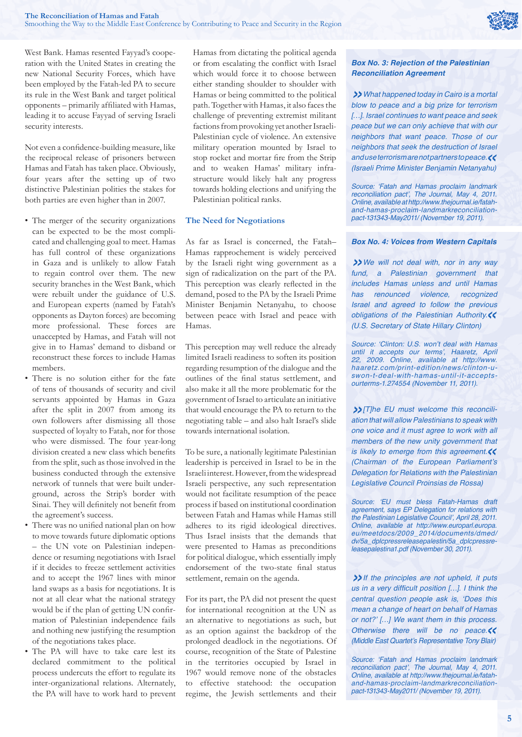West Bank. Hamas resented Fayyad's cooperation with the United States in creating the new National Security Forces, which have been employed by the Fatah-led PA to secure its rule in the West Bank and target political opponents – primarily affiliated with Hamas, leading it to accuse Fayyad of serving Israeli security interests.

Not even a confidence-building measure, like the reciprocal release of prisoners between Hamas and Fatah has taken place. Obviously, four years after the setting up of two distinctive Palestinian polities the stakes for both parties are even higher than in 2007.

- The merger of the security organizations can be expected to be the most complicated and challenging goal to meet. Hamas has full control of these organizations in Gaza and is unlikely to allow Fatah to regain control over them. The new security branches in the West Bank, which were rebuilt under the guidance of U.S. and European experts (named by Fatah's opponents as Dayton forces) are becoming more professional. These forces are unaccepted by Hamas, and Fatah will not give in to Hamas' demand to disband or reconstruct these forces to include Hamas members.
- There is no solution either for the fate of tens of thousands of security and civil servants appointed by Hamas in Gaza after the split in 2007 from among its own followers after dismissing all those suspected of loyalty to Fatah, nor for those who were dismissed. The four year-long division created a new class which benefits from the split, such as those involved in the business conducted through the extensive network of tunnels that were built underground, across the Strip's border with Sinai. They will definitely not benefit from the agreement's success.
- There was no unified national plan on how to move towards future diplomatic options – the UN vote on Palestinian independence or resuming negotiations with Israel if it decides to freeze settlement activities and to accept the 1967 lines with minor land swaps as a basis for negotiations. It is not at all clear what the national strategy would be if the plan of getting UN confirmation of Palestinian independence fails and nothing new justifying the resumption of the negotiations takes place.
- The PA will have to take care lest its declared commitment to the political process undercuts the effort to regulate its inter-organizational relations. Alternately, the PA will have to work hard to prevent Hamas from dictating the political agenda or from escalating the conflict with Israel which would force it to choose between either standing shoulder to shoulder with Hamas or being committed to the political path. Together with Hamas, it also faces the challenge of preventing extremist militant factions from provoking yet another Israeli-Palestinian cycle of violence. An extensive military operation mounted by Israel to stop rocket and mortar fire from the Strip and to weaken Hamas' military infrastructure would likely halt any progress towards holding elections and unifying the Palestinian political ranks.

## The Need for Negotiations

As far as Israel is concerned, the Fatah–Hamas rapprochement is widely perceived by the Israeli right wing government as a sign of radicalization on the part of the PA. This perception was clearly reflected in the demand, posed to the PA by the Israeli Prime Minister Benjamin Netanyahu, to choose between peace with Israel and peace with Hamas.

This perception may well reduce the already limited Israeli readiness to soften its position regarding resumption of the dialogue and the outlines of the final status settlement, and also make it all the more problematic for the government of Israel to articulate an initiative that would encourage the PA to return to the negotiating table – and also halt Israel's slide towards international isolation.

To be sure, a nationally legitimate Palestinian leadership is perceived in Israel to be in the Israeli interest. However, from the widespread Israeli perspective, any such representation would not facilitate resumption of the peace process if based on institutional coordination between Fatah and Hamas while Hamas still adheres to its rigid ideological directives. Thus Israel insists that the demands that were presented to Hamas as preconditions for political dialogue, which essentially imply endorsement of the two-state final status settlement, remain on the agenda.

For its part, the PA did not present the quest for international recognition at the UN as an alternative to negotiations as such, but as an option against the backdrop of the prolonged deadlock in the negotiations. Of course, recognition of the State of Palestine in the territories occupied by Israel in 1967 would remove none of the obstacles to effective statehood: the occupation regime, the Jewish settlements and their

**Box No. 3: Rejection of the Palestinian Reconciliation Agreement**

*What happened today in Cairo is a mortal blow to peace and a big prize for terrorism […]. Israel continues to want peace and seek peace but we can only achieve that with our neighbors that want peace. Those of our neighbors that seek the destruction of Israel and use terrorism are not partners to peace. (Israeli Prime Minister Benjamin Netanyahu)*

*Source: 'Fatah and Hamas proclaim landmark reconciliation pact', The Journal, May 4, 2011. Online, available at http://www.thejournal.ie/fatah-and-hamas-proclaim-landmarkreconciliation-pact-131343-May2011/ (November 19, 2011).*

**Box No. 4: Voices from Western Capitals**

*We will not deal with, nor in any way fund, a Palestinian government that includes Hamas unless and until Hamas has renounced violence, recognized Israel and agreed to follow the previous obligations of the Palestinian Authority. (U.S. Secretary of State Hillary Clinton)*

*Source: 'Clinton: U.S. won't deal with Hamas until it accepts our terms', Haaretz, April 22, 2009. Online, available at http://www.haaretz.com/print-edition/news/clinton-u-swon-t-deal-with-hamas-until-it-accepts-ourterms-1.274554 (November 11, 2011).*

*[T]he EU must welcome this reconciliation that will allow Palestinians to speak with one voice and it must agree to work with all members of the new unity government that is likely to emerge from this agreement. (Chairman of the European Parliament's Delegation for Relations with the Palestinian Legislative Council Proinsias de Rossa)*

*Source: 'EU must bless Fatah-Hamas draft agreement, says EP Delegation for relations with the Palestinian Legislative Council', April 28, 2011. Online, available at http://www.europarl.europa.eu/meetdocs/2009_2014/documents/dmed/dv/5a_dplcpressreleasepalestin/5a_dplcpressreleasepalestina1.pdf (November 30, 2011).*

*If the principles are not upheld, it puts us in a very difficult position […]. I think the central question people ask is, 'Does this mean a change of heart on behalf of Hamas or not?' […] We want them in this process. Otherwise there will be no peace. (Middle East Quartet's Representative Tony Blair)*

*Source: 'Fatah and Hamas proclaim landmark reconciliation pact', The Journal, May 4, 2011. Online, available at http://www.thejournal.ie/fatah-and-hamas-proclaim-landmarkreconciliation-pact-131343-May2011/ (November 19, 2011).*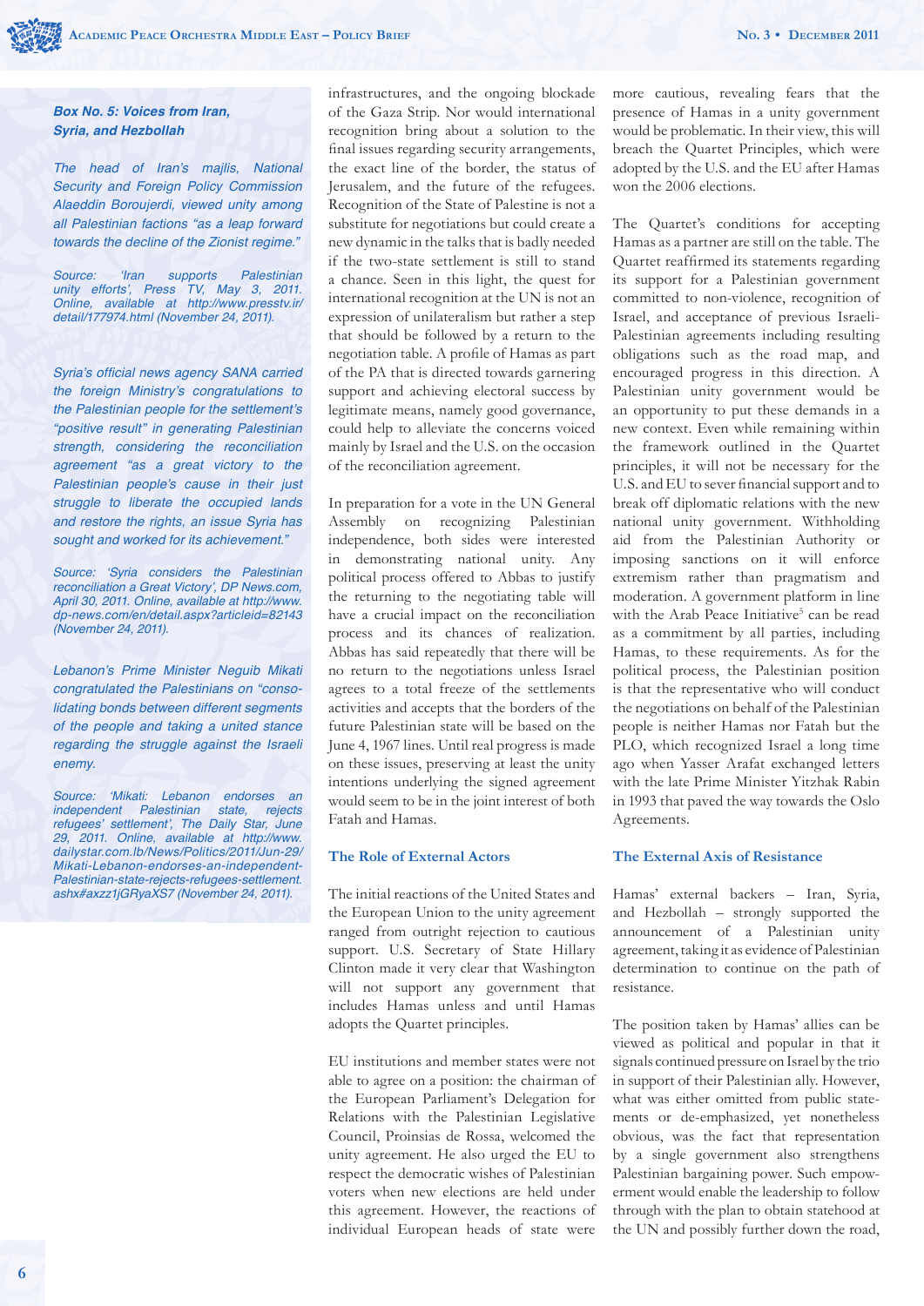**Box No. 5: Voices from Iran, Syria, and Hezbollah**

*The head of Iran's majlis, National Security and Foreign Policy Commission Alaeddin Boroujerdi, viewed unity among all Palestinian factions "as a leap forward towards the decline of the Zionist regime."*

*Source: 'Iran supports Palestinian unity efforts', Press TV, May 3, 2011. Online, available at http://www.presstv.ir/detail/177974.html (November 24, 2011).*

*Syria's official news agency SANA carried the foreign Ministry's congratulations to the Palestinian people for the settlement's "positive result" in generating Palestinian strength, considering the reconciliation agreement "as a great victory to the Palestinian people's cause in their just struggle to liberate the occupied lands and restore the rights, an issue Syria has sought and worked for its achievement."*

*Source: 'Syria considers the Palestinian reconciliation a Great Victory', DP News.com, April 30, 2011. Online, available at http://www.dp-news.com/en/detail.aspx?articleid=82143 (November 24, 2011).*

*Lebanon's Prime Minister Neguib Mikati congratulated the Palestinians on "consolidating bonds between different segments of the people and taking a united stance regarding the struggle against the Israeli enemy.*

*Source: 'Mikati: Lebanon endorses an independent Palestinian state, rejects refugees' settlement', The Daily Star, June 29, 2011. Online, available at http://www.dailystar.com.lb/News/Politics/2011/Jun-29/Mikati-Lebanon-endorses-an-independent-Palestinian-state-rejects-refugees-settlement.ashx#axzz1jGRyaXS7 (November 24, 2011).*

infrastructures, and the ongoing blockade of the Gaza Strip. Nor would international recognition bring about a solution to the final issues regarding security arrangements, the exact line of the border, the status of Jerusalem, and the future of the refugees. Recognition of the State of Palestine is not a substitute for negotiations but could create a new dynamic in the talks that is badly needed if the two-state settlement is still to stand a chance. Seen in this light, the quest for international recognition at the UN is not an expression of unilateralism but rather a step that should be followed by a return to the negotiation table. A profile of Hamas as part of the PA that is directed towards garnering support and achieving electoral success by legitimate means, namely good governance, could help to alleviate the concerns voiced mainly by Israel and the U.S. on the occasion of the reconciliation agreement.

In preparation for a vote in the UN General Assembly on recognizing Palestinian independence, both sides were interested in demonstrating national unity. Any political process offered to Abbas to justify the returning to the negotiating table will have a crucial impact on the reconciliation process and its chances of realization. Abbas has said repeatedly that there will be no return to the negotiations unless Israel agrees to a total freeze of the settlements activities and accepts that the borders of the future Palestinian state will be based on the June 4, 1967 lines. Until real progress is made on these issues, preserving at least the unity intentions underlying the signed agreement would seem to be in the joint interest of both Fatah and Hamas.

### The Role of External Actors

The initial reactions of the United States and the European Union to the unity agreement ranged from outright rejection to cautious support. U.S. Secretary of State Hillary Clinton made it very clear that Washington will not support any government that includes Hamas unless and until Hamas adopts the Quartet principles.

EU institutions and member states were not able to agree on a position: the chairman of the European Parliament's Delegation for Relations with the Palestinian Legislative Council, Proinsias de Rossa, welcomed the unity agreement. He also urged the EU to respect the democratic wishes of Palestinian voters when new elections are held under this agreement. However, the reactions of individual European heads of state were more cautious, revealing fears that the presence of Hamas in a unity government would be problematic. In their view, this will breach the Quartet Principles, which were adopted by the U.S. and the EU after Hamas won the 2006 elections.

The Quartet's conditions for accepting Hamas as a partner are still on the table. The Quartet reaffirmed its statements regarding its support for a Palestinian government committed to non-violence, recognition of Israel, and acceptance of previous Israeli-Palestinian agreements including resulting obligations such as the road map, and encouraged progress in this direction. A Palestinian unity government would be an opportunity to put these demands in a new context. Even while remaining within the framework outlined in the Quartet principles, it will not be necessary for the U.S. and EU to sever financial support and to break off diplomatic relations with the new national unity government. Withholding aid from the Palestinian Authority or imposing sanctions on it will enforce extremism rather than pragmatism and moderation. A government platform in line with the Arab Peace Initiative[5] can be read as a commitment by all parties, including Hamas, to these requirements. As for the political process, the Palestinian position is that the representative who will conduct the negotiations on behalf of the Palestinian people is neither Hamas nor Fatah but the PLO, which recognized Israel a long time ago when Yasser Arafat exchanged letters with the late Prime Minister Yitzhak Rabin in 1993 that paved the way towards the Oslo Agreements.

### The External Axis of Resistance

Hamas' external backers – Iran, Syria, and Hezbollah – strongly supported the announcement of a Palestinian unity agreement, taking it as evidence of Palestinian determination to continue on the path of resistance.

The position taken by Hamas' allies can be viewed as political and popular in that it signals continued pressure on Israel by the trio in support of their Palestinian ally. However, what was either omitted from public statements or de-emphasized, yet nonetheless obvious, was the fact that representation by a single government also strengthens Palestinian bargaining power. Such empowerment would enable the leadership to follow through with the plan to obtain statehood at the UN and possibly further down the road,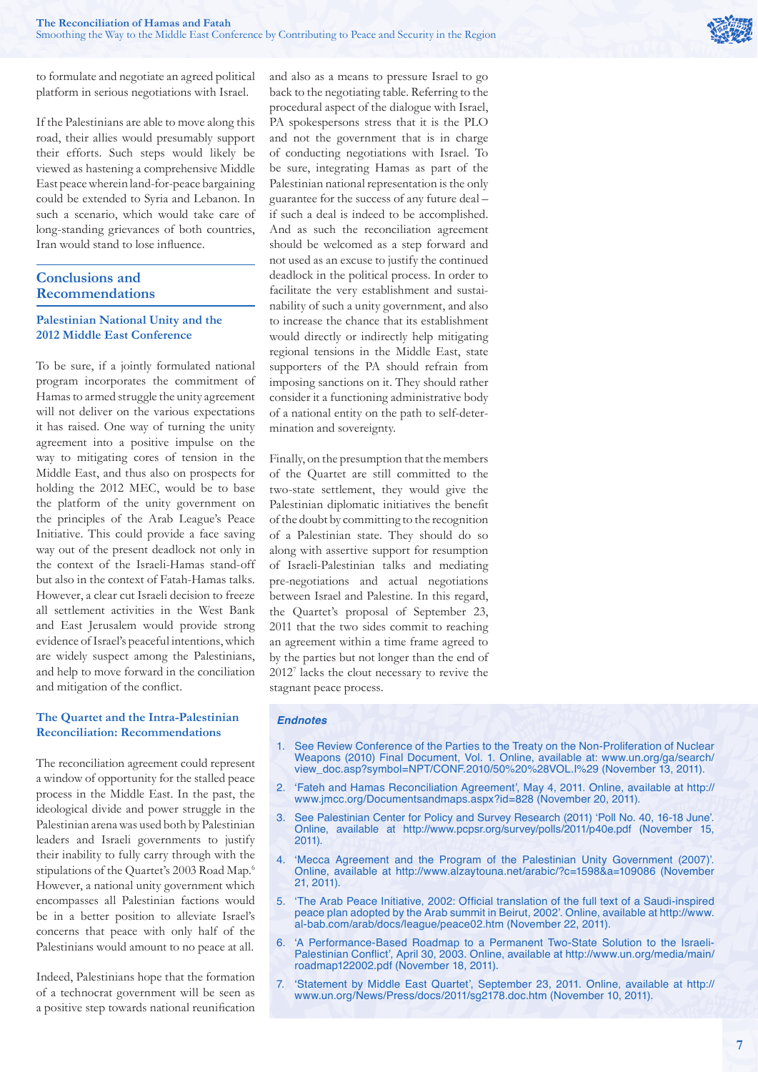to formulate and negotiate an agreed political platform in serious negotiations with Israel.

If the Palestinians are able to move along this road, their allies would presumably support their efforts. Such steps would likely be viewed as hastening a comprehensive Middle East peace wherein land-for-peace bargaining could be extended to Syria and Lebanon. In such a scenario, which would take care of long-standing grievances of both countries, Iran would stand to lose influence.

## Conclusions and Recommendations

### Palestinian National Unity and the 2012 Middle East Conference

To be sure, if a jointly formulated national program incorporates the commitment of Hamas to armed struggle the unity agreement will not deliver on the various expectations it has raised. One way of turning the unity agreement into a positive impulse on the way to mitigating cores of tension in the Middle East, and thus also on prospects for holding the 2012 MEC, would be to base the platform of the unity government on the principles of the Arab League's Peace Initiative. This could provide a face saving way out of the present deadlock not only in the context of the Israeli-Hamas stand-off but also in the context of Fatah-Hamas talks. However, a clear cut Israeli decision to freeze all settlement activities in the West Bank and East Jerusalem would provide strong evidence of Israel's peaceful intentions, which are widely suspect among the Palestinians, and help to move forward in the conciliation and mitigation of the conflict.

### The Quartet and the Intra-Palestinian Reconciliation: Recommendations

The reconciliation agreement could represent a window of opportunity for the stalled peace process in the Middle East. In the past, the ideological divide and power struggle in the Palestinian arena was used both by Palestinian leaders and Israeli governments to justify their inability to fully carry through with the stipulations of the Quartet's 2003 Road Map.[6] However, a national unity government which encompasses all Palestinian factions would be in a better position to alleviate Israel's concerns that peace with only half of the Palestinians would amount to no peace at all.

Indeed, Palestinians hope that the formation of a technocrat government will be seen as a positive step towards national reunification and also as a means to pressure Israel to go back to the negotiating table. Referring to the procedural aspect of the dialogue with Israel, PA spokespersons stress that it is the PLO and not the government that is in charge of conducting negotiations with Israel. To be sure, integrating Hamas as part of the Palestinian national representation is the only guarantee for the success of any future deal – if such a deal is indeed to be accomplished. And as such the reconciliation agreement should be welcomed as a step forward and not used as an excuse to justify the continued deadlock in the political process. In order to facilitate the very establishment and sustainability of such a unity government, and also to increase the chance that its establishment would directly or indirectly help mitigating regional tensions in the Middle East, state supporters of the PA should refrain from imposing sanctions on it. They should rather consider it a functioning administrative body of a national entity on the path to self-determination and sovereignty.

Finally, on the presumption that the members of the Quartet are still committed to the two-state settlement, they would give the Palestinian diplomatic initiatives the benefit of the doubt by committing to the recognition of a Palestinian state. They should do so along with assertive support for resumption of Israeli-Palestinian talks and mediating pre-negotiations and actual negotiations between Israel and Palestine. In this regard, the Quartet's proposal of September 23, 2011 that the two sides commit to reaching an agreement within a time frame agreed to by the parties but not longer than the end of 2012[7] lacks the clout necessary to revive the stagnant peace process.

### *Endnotes*

1. See Review Conference of the Parties to the Treaty on the Non-Proliferation of Nuclear Weapons (2010) Final Document, Vol. 1. Online, available at: www.un.org/ga/search/view_doc.asp?symbol=NPT/CONF.2010/50%20%28VOL.I%29 (November 13, 2011).
2. 'Fateh and Hamas Reconciliation Agreement', May 4, 2011. Online, available at http://www.jmcc.org/Documentsandmaps.aspx?id=828 (November 20, 2011).
3. See Palestinian Center for Policy and Survey Research (2011) 'Poll No. 40, 16-18 June'. Online, available at http://www.pcpsr.org/survey/polls/2011/p40e.pdf (November 15, 2011).
4. 'Mecca Agreement and the Program of the Palestinian Unity Government (2007)'. Online, available at http://www.alzaytouna.net/arabic/?c=1598&a=109086 (November 21, 2011).
5. 'The Arab Peace Initiative, 2002: Official translation of the full text of a Saudi-inspired peace plan adopted by the Arab summit in Beirut, 2002'. Online, available at http://www.al-bab.com/arab/docs/league/peace02.htm (November 22, 2011).
6. 'A Performance-Based Roadmap to a Permanent Two-State Solution to the Israeli-Palestinian Conflict', April 30, 2003. Online, available at http://www.un.org/media/main/roadmap122002.pdf (November 18, 2011).
7. 'Statement by Middle East Quartet', September 23, 2011. Online, available at http://www.un.org/News/Press/docs/2011/sg2178.doc.htm (November 10, 2011).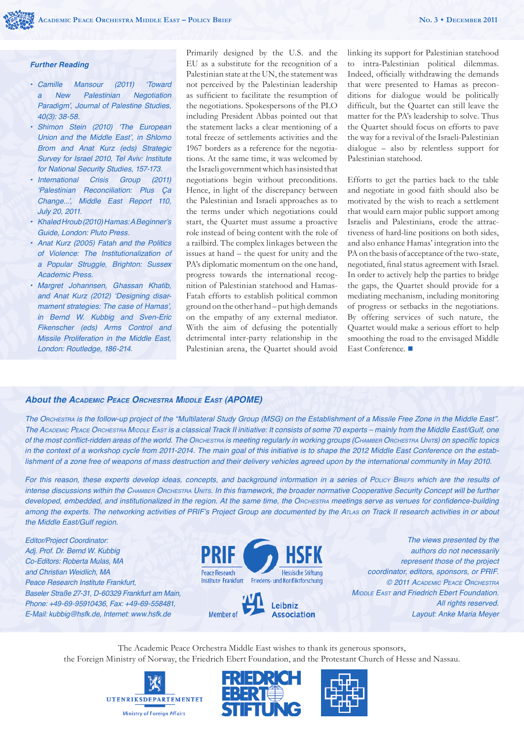### Further Reading

- *Camille Mansour (2011) 'Toward a New Palestinian Negotiation Paradigm', Journal of Palestine Studies, 40(3): 38-58.*
- *Shimon Stein (2010) 'The European Union and the Middle East', in Shlomo Brom and Anat Kurz (eds) Strategic Survey for Israel 2010, Tel Aviv: Institute for National Security Studies, 157-173.*
- *International Crisis Group (2011) 'Palestinian Reconciliation: Plus Ça Change...', Middle East Report 110, July 20, 2011.*
- *Khaled Hroub (2010) Hamas: A Beginner's Guide, London: Pluto Press.*
- *Anat Kurz (2005) Fatah and the Politics of Violence: The Institutionalization of a Popular Struggle, Brighton: Sussex Academic Press.*
- *Margret Johannsen, Ghassan Khatib, and Anat Kurz (2012) 'Designing disarmament strategies: The case of Hamas', in Bernd W. Kubbig and Sven-Eric Fikenscher (eds) Arms Control and Missile Proliferation in the Middle East, London: Routledge, 186-214.*

Primarily designed by the U.S. and the EU as a substitute for the recognition of a Palestinian state at the UN, the statement was not perceived by the Palestinian leadership as sufficient to facilitate the resumption of the negotiations. Spokespersons of the PLO including President Abbas pointed out that the statement lacks a clear mentioning of a total freeze of settlements activities and the 1967 borders as a reference for the negotiations. At the same time, it was welcomed by the Israeli government which has insisted that negotiations begin without preconditions. Hence, in light of the discrepancy between the Palestinian and Israeli approaches as to the terms under which negotiations could start, the Quartet must assume a proactive role instead of being content with the role of a railbird. The complex linkages between the issues at hand – the quest for unity and the PA's diplomatic momentum on the one hand, progress towards the international recognition of Palestinian statehood and Hamas-Fatah efforts to establish political common ground on the other hand – put high demands on the empathy of any external mediator. With the aim of defusing the potentially detrimental inter-party relationship in the Palestinian arena, the Quartet should avoid linking its support for Palestinian statehood to intra-Palestinian political dilemmas. Indeed, officially withdrawing the demands that were presented to Hamas as preconditions for dialogue would be politically difficult, but the Quartet can still leave the matter for the PA's leadership to solve. Thus the Quartet should focus on efforts to pave the way for a revival of the Israeli-Palestinian dialogue – also by relentless support for Palestinian statehood.

Efforts to get the parties back to the table and negotiate in good faith should also be motivated by the wish to reach a settlement that would earn major public support among Israelis and Palestinians, erode the attractiveness of hard-line positions on both sides, and also enhance Hamas' integration into the PA on the basis of acceptance of the two-state, negotiated, final status agreement with Israel. In order to actively help the parties to bridge the gaps, the Quartet should provide for a mediating mechanism, including monitoring of progress or setbacks in the negotiations. By offering services of such nature, the Quartet would make a serious effort to help smoothing the road to the envisaged Middle East Conference. ■

### About the Academic Peace Orchestra Middle East (APOME)

*The Orchestra is the follow-up project of the "Multilateral Study Group (MSG) on the Establishment of a Missile Free Zone in the Middle East". The Academic Peace Orchestra Middle East is a classical Track II initiative: It consists of some 70 experts – mainly from the Middle East/Gulf, one of the most conflict-ridden areas of the world. The Orchestra is meeting regularly in working groups (Chamber Orchestra Units) on specific topics in the context of a workshop cycle from 2011-2014. The main goal of this initiative is to shape the 2012 Middle East Conference on the establishment of a zone free of weapons of mass destruction and their delivery vehicles agreed upon by the international community in May 2010.*

*For this reason, these experts develop ideas, concepts, and background information in a series of Policy Briefs which are the results of intense discussions within the Chamber Orchestra Units. In this framework, the broader normative Cooperative Security Concept will be further developed, embedded, and institutionalized in the region. At the same time, the Orchestra meetings serve as venues for confidence-building among the experts. The networking activities of PRIF's Project Group are documented by the Atlas on Track II research activities in or about the Middle East/Gulf region.*

*Editor/Project Coordinator:*
*Adj. Prof. Dr. Bernd W. Kubbig*
*Co-Editors: Roberta Mulas, MA*
*and Christian Weidlich, MA*
*Peace Research Institute Frankfurt,*
*Baseler Straße 27-31, D-60329 Frankfurt am Main,*
*Phone: +49-69-95910436, Fax: +49-69-558481,*
*E-Mail: kubbig@hsfk.de, Internet: www.hsfk.de*

PRIF Peace Research Institute Frankfurt – HSFK Hessische Stiftung Friedens- und Konfliktforschung
Member of Leibniz Association

*The views presented by the authors do not necessarily represent those of the project coordinator, editors, sponsors, or PRIF.*
*© 2011 Academic Peace Orchestra Middle East and Friedrich Ebert Foundation.*
*All rights reserved.*
*Layout: Anke Maria Meyer*

The Academic Peace Orchestra Middle East wishes to thank its generous sponsors, the Foreign Ministry of Norway, the Friedrich Ebert Foundation, and the Protestant Church of Hesse and Nassau.

UTENRIKSDEPARTEMENTET
Ministry of Foreign Affairs

FRIEDRICH EBERT STIFTUNG